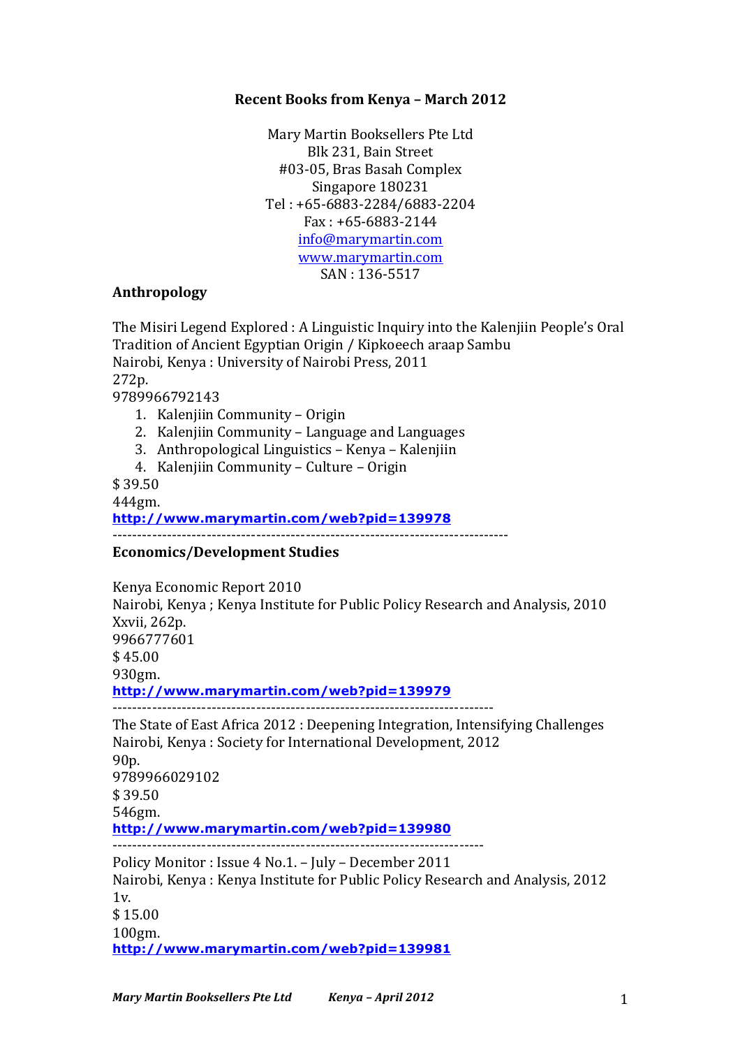# Recent Books from Kenya – March 2012

Mary Martin Booksellers Pte Ltd
Blk 231, Bain Street
#03-05, Bras Basah Complex
Singapore 180231
Tel : +65-6883-2284/6883-2204
Fax : +65-6883-2144
info@marymartin.com
www.marymartin.com
SAN : 136-5517

## Anthropology

The Misiri Legend Explored : A Linguistic Inquiry into the Kalenjiin People's Oral Tradition of Ancient Egyptian Origin / Kipkoeech araap Sambu
Nairobi, Kenya : University of Nairobi Press, 2011
272p.
9789966792143

1. Kalenjiin Community – Origin
2. Kalenjiin Community – Language and Languages
3. Anthropological Linguistics – Kenya – Kalenjiin
4. Kalenjiin Community – Culture – Origin

$ 39.50
444gm.
**http://www.marymartin.com/web?pid=139978**

---

## Economics/Development Studies

Kenya Economic Report 2010
Nairobi, Kenya ; Kenya Institute for Public Policy Research and Analysis, 2010
Xxvii, 262p.
9966777601
$ 45.00
930gm.
**http://www.marymartin.com/web?pid=139979**

---

The State of East Africa 2012 : Deepening Integration, Intensifying Challenges
Nairobi, Kenya : Society for International Development, 2012
90p.
9789966029102
$ 39.50
546gm.
**http://www.marymartin.com/web?pid=139980**

---

Policy Monitor : Issue 4 No.1. – July – December 2011
Nairobi, Kenya : Kenya Institute for Public Policy Research and Analysis, 2012
1v.
$ 15.00
100gm.
**http://www.marymartin.com/web?pid=139981**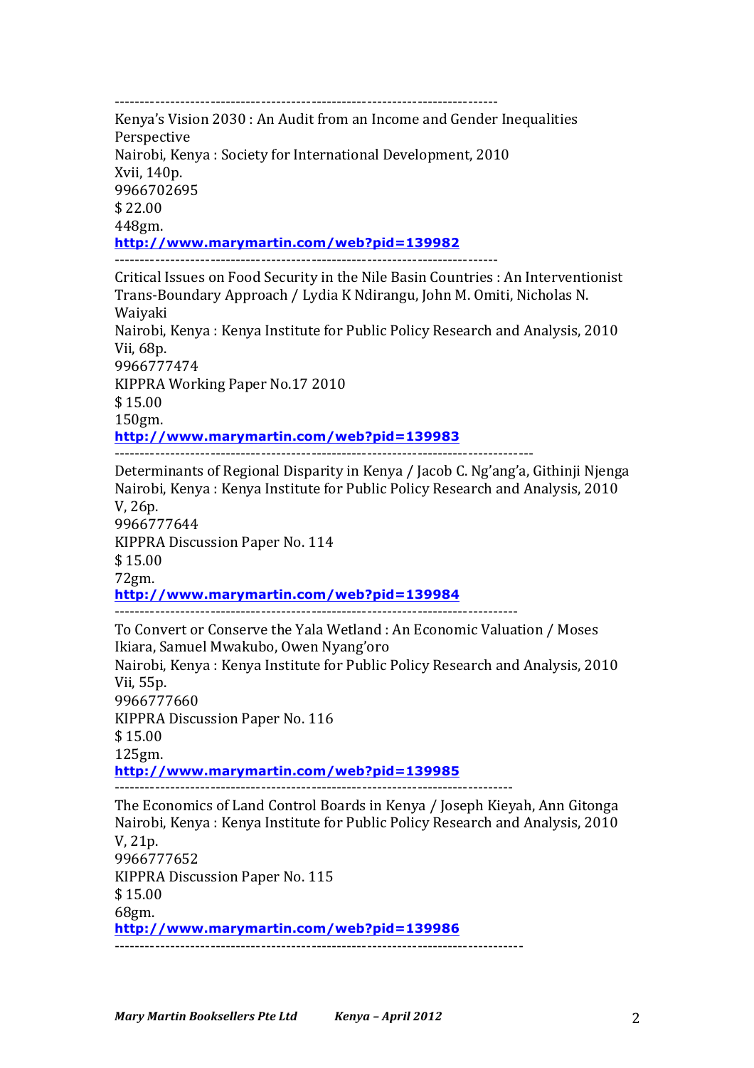---

Kenya’s Vision 2030 : An Audit from an Income and Gender Inequalities Perspective
Nairobi, Kenya : Society for International Development, 2010
Xvii, 140p.
9966702695
$ 22.00
448gm.
**http://www.marymartin.com/web?pid=139982**

---

Critical Issues on Food Security in the Nile Basin Countries : An Interventionist Trans-Boundary Approach / Lydia K Ndirangu, John M. Omiti, Nicholas N. Waiyaki
Nairobi, Kenya : Kenya Institute for Public Policy Research and Analysis, 2010
Vii, 68p.
9966777474
KIPPRA Working Paper No.17 2010
$ 15.00
150gm.
**http://www.marymartin.com/web?pid=139983**

---

Determinants of Regional Disparity in Kenya / Jacob C. Ng’ang’a, Githinji Njenga
Nairobi, Kenya : Kenya Institute for Public Policy Research and Analysis, 2010
V, 26p.
9966777644
KIPPRA Discussion Paper No. 114
$ 15.00
72gm.
**http://www.marymartin.com/web?pid=139984**

---

To Convert or Conserve the Yala Wetland : An Economic Valuation / Moses Ikiara, Samuel Mwakubo, Owen Nyang’oro
Nairobi, Kenya : Kenya Institute for Public Policy Research and Analysis, 2010
Vii, 55p.
9966777660
KIPPRA Discussion Paper No. 116
$ 15.00
125gm.
**http://www.marymartin.com/web?pid=139985**

---

The Economics of Land Control Boards in Kenya / Joseph Kieyah, Ann Gitonga
Nairobi, Kenya : Kenya Institute for Public Policy Research and Analysis, 2010
V, 21p.
9966777652
KIPPRA Discussion Paper No. 115
$ 15.00
68gm.
**http://www.marymartin.com/web?pid=139986**

---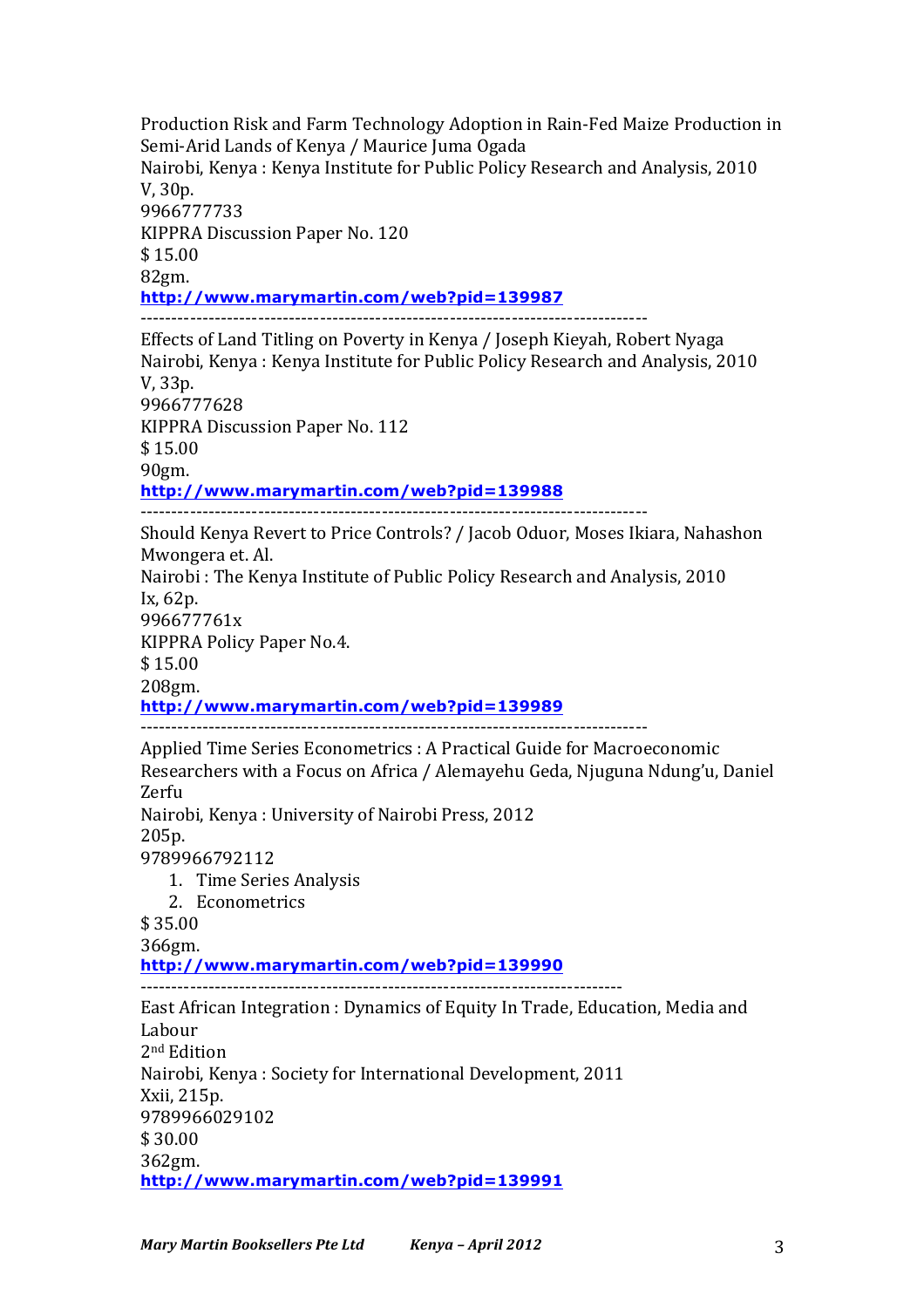Production Risk and Farm Technology Adoption in Rain-Fed Maize Production in Semi-Arid Lands of Kenya / Maurice Juma Ogada
Nairobi, Kenya : Kenya Institute for Public Policy Research and Analysis, 2010
V, 30p.
9966777733
KIPPRA Discussion Paper No. 120
$ 15.00
82gm.
**http://www.marymartin.com/web?pid=139987**

---

Effects of Land Titling on Poverty in Kenya / Joseph Kieyah, Robert Nyaga
Nairobi, Kenya : Kenya Institute for Public Policy Research and Analysis, 2010
V, 33p.
9966777628
KIPPRA Discussion Paper No. 112
$ 15.00
90gm.
**http://www.marymartin.com/web?pid=139988**

---

Should Kenya Revert to Price Controls? / Jacob Oduor, Moses Ikiara, Nahashon Mwongera et. Al.
Nairobi : The Kenya Institute of Public Policy Research and Analysis, 2010
Ix, 62p.
996677761x
KIPPRA Policy Paper No.4.
$ 15.00
208gm.
**http://www.marymartin.com/web?pid=139989**

---

Applied Time Series Econometrics : A Practical Guide for Macroeconomic Researchers with a Focus on Africa / Alemayehu Geda, Njuguna Ndung'u, Daniel Zerfu
Nairobi, Kenya : University of Nairobi Press, 2012
205p.
9789966792112

1. Time Series Analysis
2. Econometrics

$ 35.00
366gm.
**http://www.marymartin.com/web?pid=139990**

---

East African Integration : Dynamics of Equity In Trade, Education, Media and Labour
2nd Edition
Nairobi, Kenya : Society for International Development, 2011
Xxii, 215p.
9789966029102
$ 30.00
362gm.
**http://www.marymartin.com/web?pid=139991**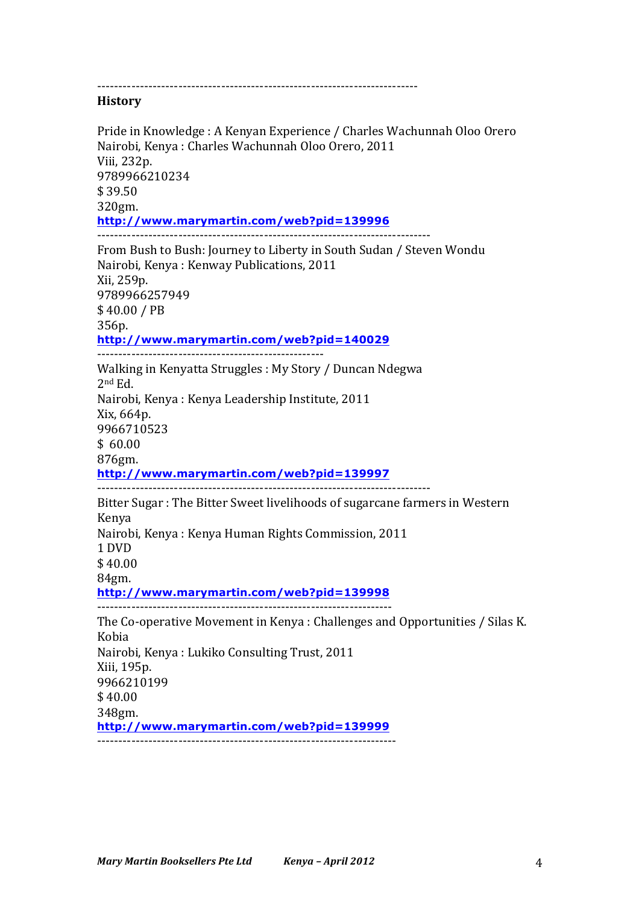---------------------------------------------------------------------------

**History**

Pride in Knowledge : A Kenyan Experience / Charles Wachunnah Oloo Orero
Nairobi, Kenya : Charles Wachunnah Oloo Orero, 2011
Viii, 232p.
9789966210234
$ 39.50
320gm.
**http://www.marymartin.com/web?pid=139996**

------------------------------------------------------------------------------

From Bush to Bush: Journey to Liberty in South Sudan / Steven Wondu
Nairobi, Kenya : Kenway Publications, 2011
Xii, 259p.
9789966257949
$ 40.00 / PB
356p.
**http://www.marymartin.com/web?pid=140029**

----------------------------------------------------

Walking in Kenyatta Struggles : My Story / Duncan Ndegwa
2nd Ed.
Nairobi, Kenya : Kenya Leadership Institute, 2011
Xix, 664p.
9966710523
$ 60.00
876gm.
**http://www.marymartin.com/web?pid=139997**

------------------------------------------------------------------------------

Bitter Sugar : The Bitter Sweet livelihoods of sugarcane farmers in Western Kenya
Nairobi, Kenya : Kenya Human Rights Commission, 2011
1 DVD
$ 40.00
84gm.
**http://www.marymartin.com/web?pid=139998**

---------------------------------------------------------------------

The Co-operative Movement in Kenya : Challenges and Opportunities / Silas K. Kobia
Nairobi, Kenya : Lukiko Consulting Trust, 2011
Xiii, 195p.
9966210199
$ 40.00
348gm.
**http://www.marymartin.com/web?pid=139999**

---------------------------------------------------------------------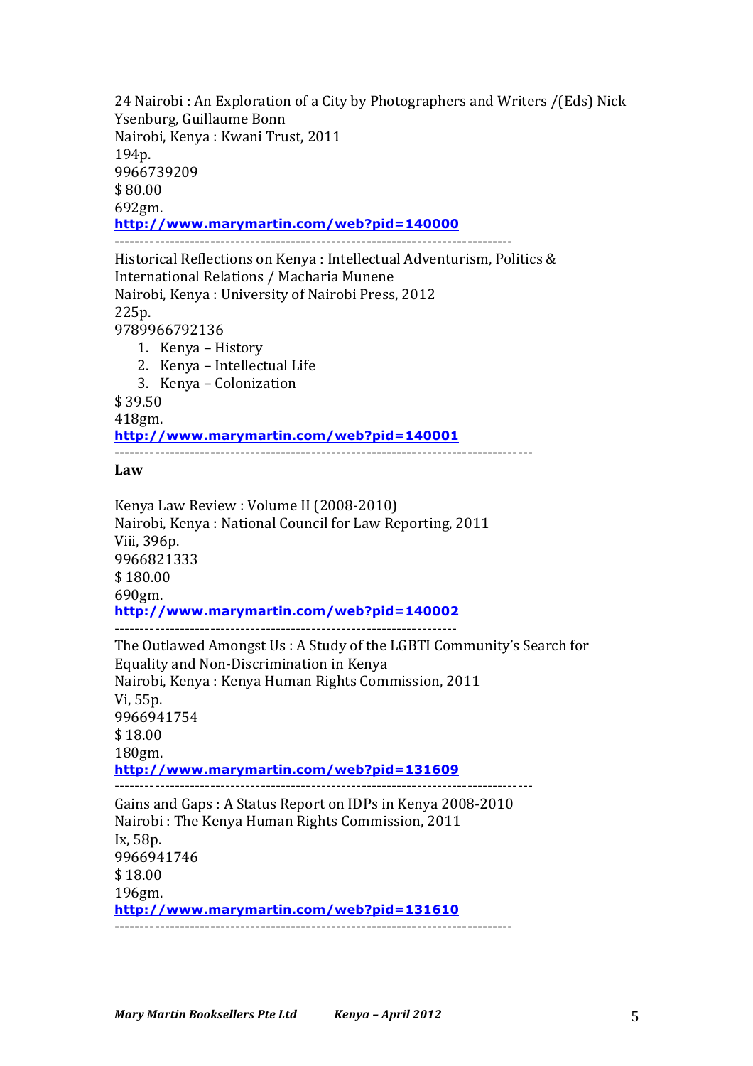24 Nairobi : An Exploration of a City by Photographers and Writers /(Eds) Nick Ysenburg, Guillaume Bonn
Nairobi, Kenya : Kwani Trust, 2011
194p.
9966739209
$ 80.00
692gm.
http://www.marymartin.com/web?pid=140000

---

Historical Reflections on Kenya : Intellectual Adventurism, Politics & International Relations / Macharia Munene
Nairobi, Kenya : University of Nairobi Press, 2012
225p.
9789966792136

1. Kenya – History
2. Kenya – Intellectual Life
3. Kenya – Colonization

$ 39.50
418gm.
http://www.marymartin.com/web?pid=140001

---

**Law**

Kenya Law Review : Volume II (2008-2010)
Nairobi, Kenya : National Council for Law Reporting, 2011
Viii, 396p.
9966821333
$ 180.00
690gm.
http://www.marymartin.com/web?pid=140002

---

The Outlawed Amongst Us : A Study of the LGBTI Community's Search for Equality and Non-Discrimination in Kenya
Nairobi, Kenya : Kenya Human Rights Commission, 2011
Vi, 55p.
9966941754
$ 18.00
180gm.
http://www.marymartin.com/web?pid=131609

---

Gains and Gaps : A Status Report on IDPs in Kenya 2008-2010
Nairobi : The Kenya Human Rights Commission, 2011
Ix, 58p.
9966941746
$ 18.00
196gm.
http://www.marymartin.com/web?pid=131610

---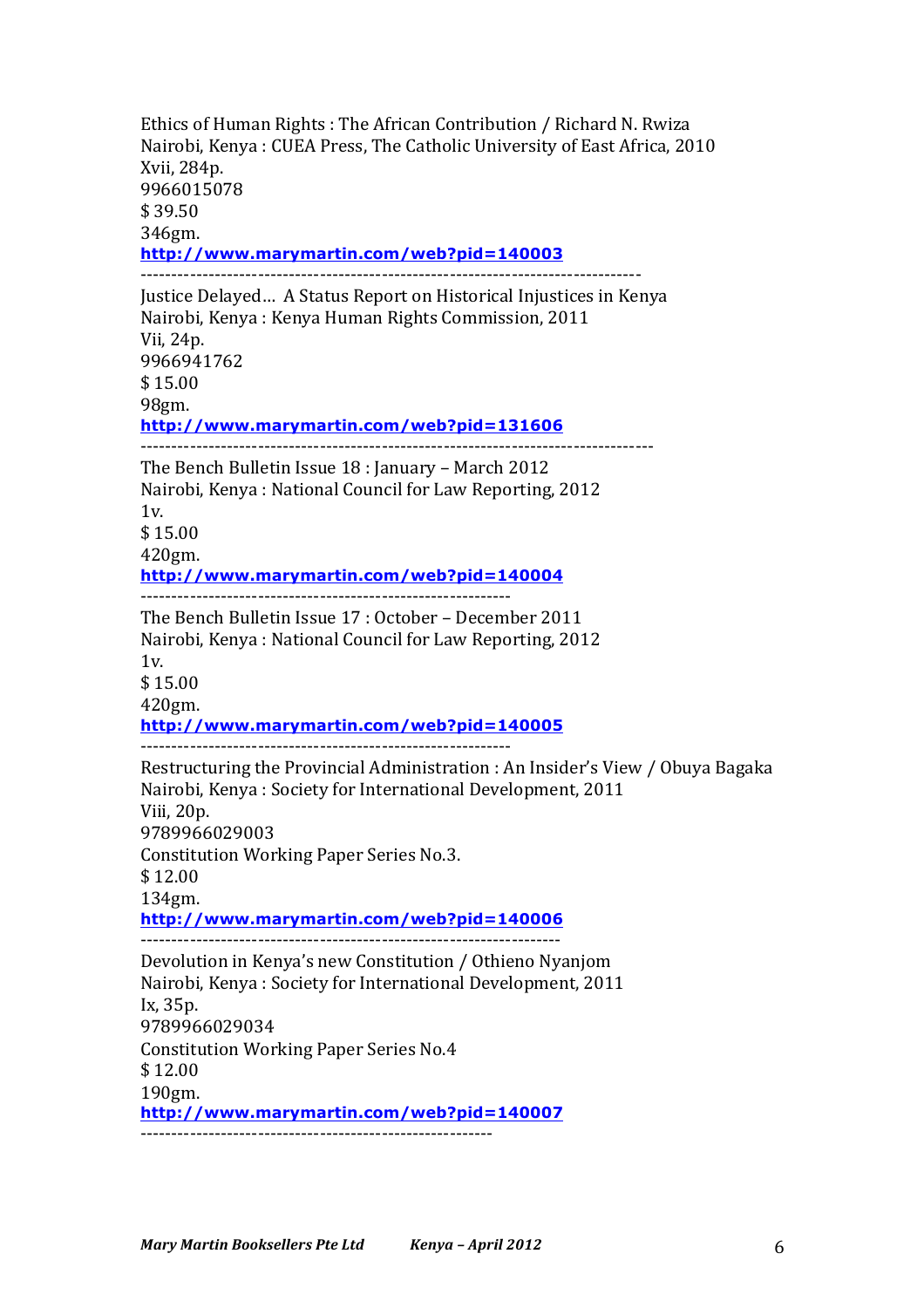Ethics of Human Rights : The African Contribution / Richard N. Rwiza
Nairobi, Kenya : CUEA Press, The Catholic University of East Africa, 2010
Xvii, 284p.
9966015078
$ 39.50
346gm.
**http://www.marymartin.com/web?pid=140003**

----------------------------------------------------------------------------------

Justice Delayed… A Status Report on Historical Injustices in Kenya
Nairobi, Kenya : Kenya Human Rights Commission, 2011
Vii, 24p.
9966941762
$ 15.00
98gm.
**http://www.marymartin.com/web?pid=131606**

------------------------------------------------------------------------------------

The Bench Bulletin Issue 18 : January – March 2012
Nairobi, Kenya : National Council for Law Reporting, 2012
1v.
$ 15.00
420gm.
**http://www.marymartin.com/web?pid=140004**

------------------------------------------------------------

The Bench Bulletin Issue 17 : October – December 2011
Nairobi, Kenya : National Council for Law Reporting, 2012
1v.
$ 15.00
420gm.
**http://www.marymartin.com/web?pid=140005**

------------------------------------------------------------

Restructuring the Provincial Administration : An Insider's View / Obuya Bagaka
Nairobi, Kenya : Society for International Development, 2011
Viii, 20p.
9789966029003
Constitution Working Paper Series No.3.
$ 12.00
134gm.
**http://www.marymartin.com/web?pid=140006**

--------------------------------------------------------------------

Devolution in Kenya's new Constitution / Othieno Nyanjom
Nairobi, Kenya : Society for International Development, 2011
Ix, 35p.
9789966029034
Constitution Working Paper Series No.4
$ 12.00
190gm.
**http://www.marymartin.com/web?pid=140007**

---------------------------------------------------------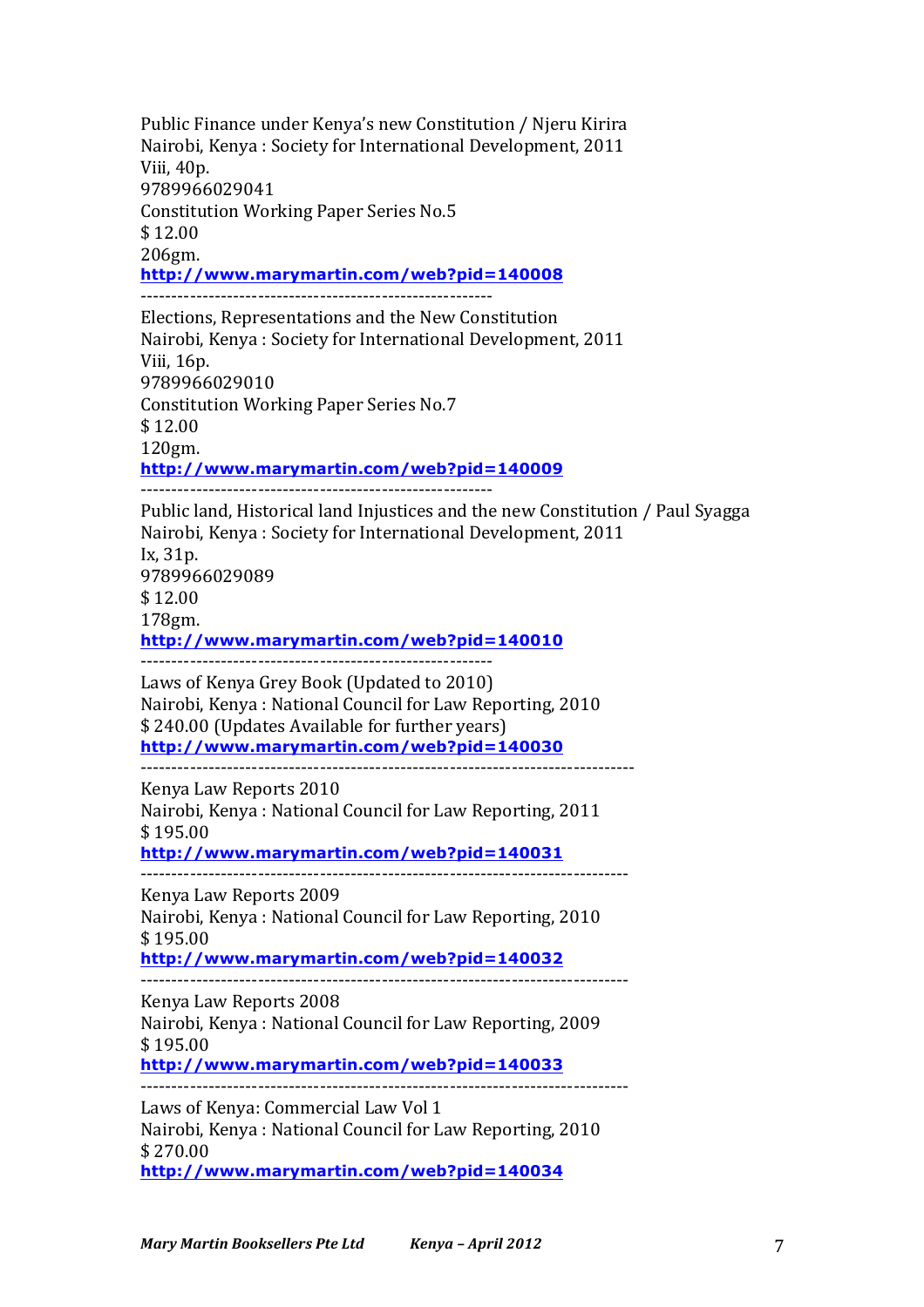Public Finance under Kenya's new Constitution / Njeru Kirira
Nairobi, Kenya : Society for International Development, 2011
Viii, 40p.
9789966029041
Constitution Working Paper Series No.5
$ 12.00
206gm.
**http://www.marymartin.com/web?pid=140008**

---

Elections, Representations and the New Constitution
Nairobi, Kenya : Society for International Development, 2011
Viii, 16p.
9789966029010
Constitution Working Paper Series No.7
$ 12.00
120gm.
**http://www.marymartin.com/web?pid=140009**

---

Public land, Historical land Injustices and the new Constitution / Paul Syagga
Nairobi, Kenya : Society for International Development, 2011
Ix, 31p.
9789966029089
$ 12.00
178gm.
**http://www.marymartin.com/web?pid=140010**

---

Laws of Kenya Grey Book (Updated to 2010)
Nairobi, Kenya : National Council for Law Reporting, 2010
$ 240.00 (Updates Available for further years)
**http://www.marymartin.com/web?pid=140030**

---

Kenya Law Reports 2010
Nairobi, Kenya : National Council for Law Reporting, 2011
$ 195.00
**http://www.marymartin.com/web?pid=140031**

---

Kenya Law Reports 2009
Nairobi, Kenya : National Council for Law Reporting, 2010
$ 195.00
**http://www.marymartin.com/web?pid=140032**

---

Kenya Law Reports 2008
Nairobi, Kenya : National Council for Law Reporting, 2009
$ 195.00
**http://www.marymartin.com/web?pid=140033**

---

Laws of Kenya: Commercial Law Vol 1
Nairobi, Kenya : National Council for Law Reporting, 2010
$ 270.00
**http://www.marymartin.com/web?pid=140034**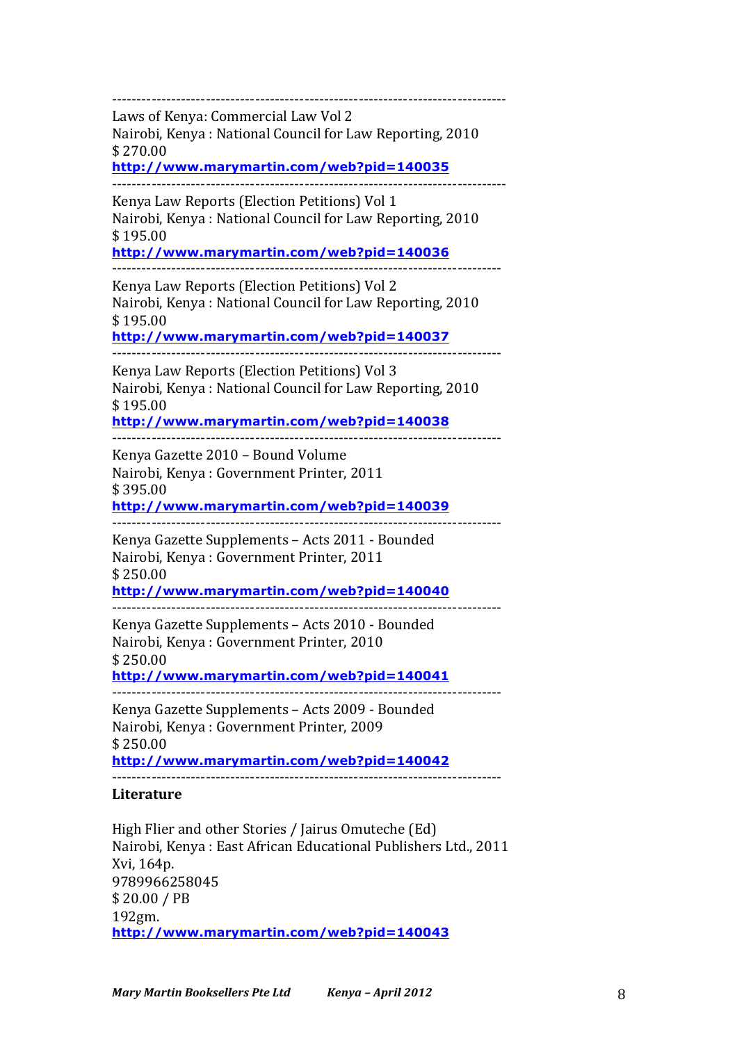--------------------------------------------------------------------------------

Laws of Kenya: Commercial Law Vol 2
Nairobi, Kenya : National Council for Law Reporting, 2010
$ 270.00
**http://www.marymartin.com/web?pid=140035**

--------------------------------------------------------------------------------

Kenya Law Reports (Election Petitions) Vol 1
Nairobi, Kenya : National Council for Law Reporting, 2010
$ 195.00
**http://www.marymartin.com/web?pid=140036**

--------------------------------------------------------------------------------

Kenya Law Reports (Election Petitions) Vol 2
Nairobi, Kenya : National Council for Law Reporting, 2010
$ 195.00
**http://www.marymartin.com/web?pid=140037**

--------------------------------------------------------------------------------

Kenya Law Reports (Election Petitions) Vol 3
Nairobi, Kenya : National Council for Law Reporting, 2010
$ 195.00
**http://www.marymartin.com/web?pid=140038**

--------------------------------------------------------------------------------

Kenya Gazette 2010 – Bound Volume
Nairobi, Kenya : Government Printer, 2011
$ 395.00
**http://www.marymartin.com/web?pid=140039**

--------------------------------------------------------------------------------

Kenya Gazette Supplements – Acts 2011 - Bounded
Nairobi, Kenya : Government Printer, 2011
$ 250.00
**http://www.marymartin.com/web?pid=140040**

--------------------------------------------------------------------------------

Kenya Gazette Supplements – Acts 2010 - Bounded
Nairobi, Kenya : Government Printer, 2010
$ 250.00
**http://www.marymartin.com/web?pid=140041**

--------------------------------------------------------------------------------

Kenya Gazette Supplements – Acts 2009 - Bounded
Nairobi, Kenya : Government Printer, 2009
$ 250.00
**http://www.marymartin.com/web?pid=140042**

--------------------------------------------------------------------------------

**Literature**

High Flier and other Stories / Jairus Omuteche (Ed)
Nairobi, Kenya : East African Educational Publishers Ltd., 2011
Xvi, 164p.
9789966258045
$ 20.00 / PB
192gm.
**http://www.marymartin.com/web?pid=140043**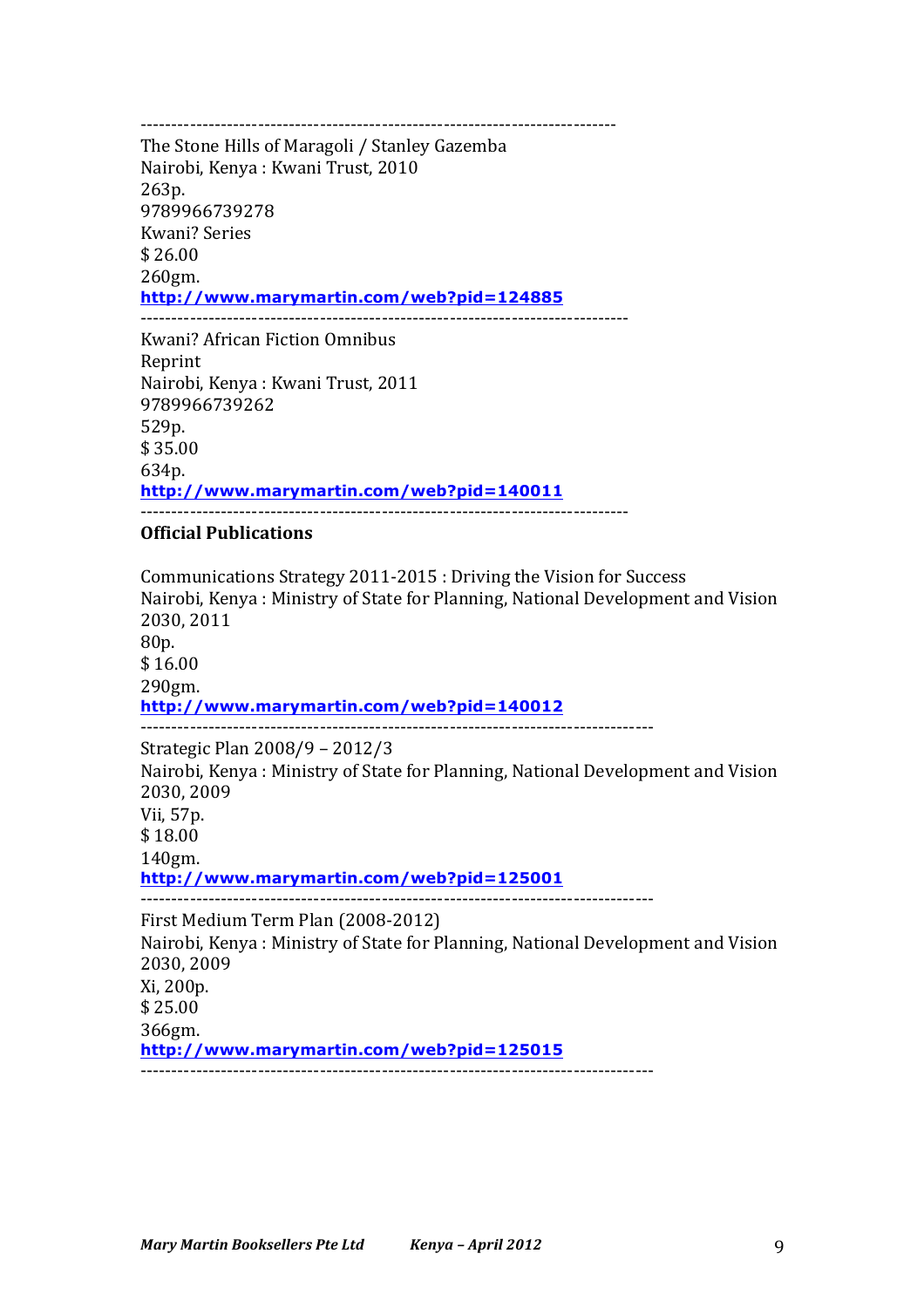------------------------------------------------------------------------------
The Stone Hills of Maragoli / Stanley Gazemba
Nairobi, Kenya : Kwani Trust, 2010
263p.
9789966739278
Kwani? Series
$ 26.00
260gm.
**http://www.marymartin.com/web?pid=124885**

------------------------------------------------------------------------------
Kwani? African Fiction Omnibus
Reprint
Nairobi, Kenya : Kwani Trust, 2011
9789966739262
529p.
$ 35.00
634p.
**http://www.marymartin.com/web?pid=140011**

------------------------------------------------------------------------------

**Official Publications**

Communications Strategy 2011-2015 : Driving the Vision for Success
Nairobi, Kenya : Ministry of State for Planning, National Development and Vision 2030, 2011
80p.
$ 16.00
290gm.
**http://www.marymartin.com/web?pid=140012**

------------------------------------------------------------------------------
Strategic Plan 2008/9 – 2012/3
Nairobi, Kenya : Ministry of State for Planning, National Development and Vision 2030, 2009
Vii, 57p.
$ 18.00
140gm.
**http://www.marymartin.com/web?pid=125001**

------------------------------------------------------------------------------
First Medium Term Plan (2008-2012)
Nairobi, Kenya : Ministry of State for Planning, National Development and Vision 2030, 2009
Xi, 200p.
$ 25.00
366gm.
**http://www.marymartin.com/web?pid=125015**

------------------------------------------------------------------------------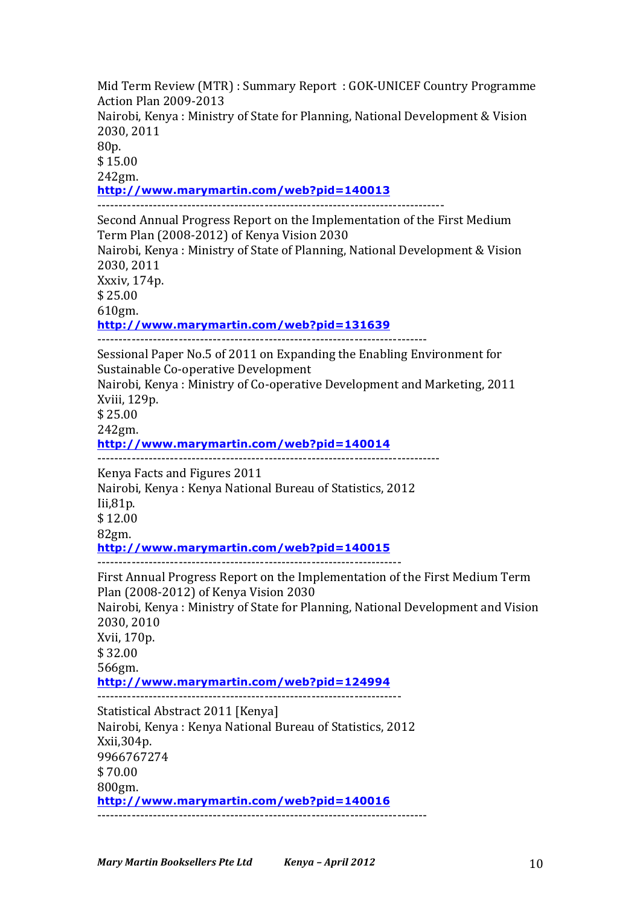Mid Term Review (MTR) : Summary Report : GOK-UNICEF Country Programme Action Plan 2009-2013
Nairobi, Kenya : Ministry of State for Planning, National Development & Vision 2030, 2011
80p.
$ 15.00
242gm.
**http://www.marymartin.com/web?pid=140013**

---

Second Annual Progress Report on the Implementation of the First Medium Term Plan (2008-2012) of Kenya Vision 2030
Nairobi, Kenya : Ministry of State of Planning, National Development & Vision 2030, 2011
Xxxiv, 174p.
$ 25.00
610gm.
**http://www.marymartin.com/web?pid=131639**

---

Sessional Paper No.5 of 2011 on Expanding the Enabling Environment for Sustainable Co-operative Development
Nairobi, Kenya : Ministry of Co-operative Development and Marketing, 2011
Xviii, 129p.
$ 25.00
242gm.
**http://www.marymartin.com/web?pid=140014**

---

Kenya Facts and Figures 2011
Nairobi, Kenya : Kenya National Bureau of Statistics, 2012
Iii,81p.
$ 12.00
82gm.
**http://www.marymartin.com/web?pid=140015**

---

First Annual Progress Report on the Implementation of the First Medium Term Plan (2008-2012) of Kenya Vision 2030
Nairobi, Kenya : Ministry of State for Planning, National Development and Vision 2030, 2010
Xvii, 170p.
$ 32.00
566gm.
**http://www.marymartin.com/web?pid=124994**

---

Statistical Abstract 2011 [Kenya]
Nairobi, Kenya : Kenya National Bureau of Statistics, 2012
Xxii,304p.
9966767274
$ 70.00
800gm.
**http://www.marymartin.com/web?pid=140016**

---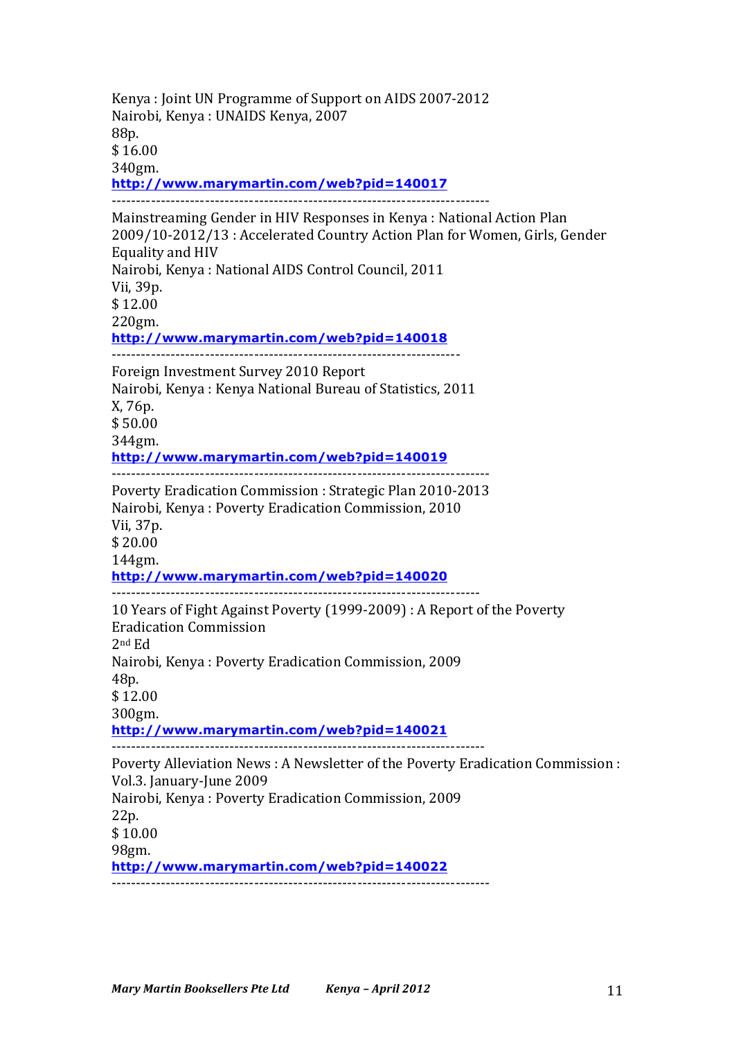Kenya : Joint UN Programme of Support on AIDS 2007-2012
Nairobi, Kenya : UNAIDS Kenya, 2007
88p.
$ 16.00
340gm.
**http://www.marymartin.com/web?pid=140017**

---

Mainstreaming Gender in HIV Responses in Kenya : National Action Plan 2009/10-2012/13 : Accelerated Country Action Plan for Women, Girls, Gender Equality and HIV
Nairobi, Kenya : National AIDS Control Council, 2011
Vii, 39p.
$ 12.00
220gm.
**http://www.marymartin.com/web?pid=140018**

---

Foreign Investment Survey 2010 Report
Nairobi, Kenya : Kenya National Bureau of Statistics, 2011
X, 76p.
$ 50.00
344gm.
**http://www.marymartin.com/web?pid=140019**

---

Poverty Eradication Commission : Strategic Plan 2010-2013
Nairobi, Kenya : Poverty Eradication Commission, 2010
Vii, 37p.
$ 20.00
144gm.
**http://www.marymartin.com/web?pid=140020**

---

10 Years of Fight Against Poverty (1999-2009) : A Report of the Poverty Eradication Commission
2nd Ed
Nairobi, Kenya : Poverty Eradication Commission, 2009
48p.
$ 12.00
300gm.
**http://www.marymartin.com/web?pid=140021**

---

Poverty Alleviation News : A Newsletter of the Poverty Eradication Commission : Vol.3. January-June 2009
Nairobi, Kenya : Poverty Eradication Commission, 2009
22p.
$ 10.00
98gm.
**http://www.marymartin.com/web?pid=140022**

---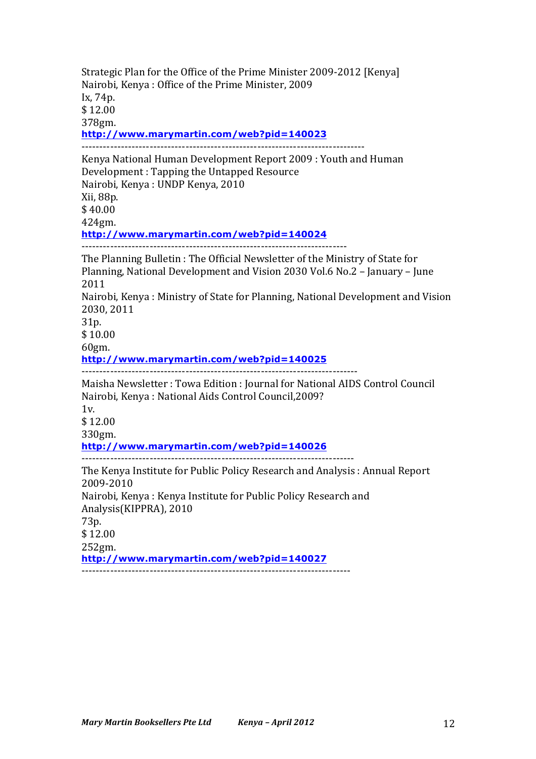Strategic Plan for the Office of the Prime Minister 2009-2012 [Kenya]
Nairobi, Kenya : Office of the Prime Minister, 2009
Ix, 74p.
$ 12.00
378gm.
**http://www.marymartin.com/web?pid=140023**

---

Kenya National Human Development Report 2009 : Youth and Human Development : Tapping the Untapped Resource
Nairobi, Kenya : UNDP Kenya, 2010
Xii, 88p.
$ 40.00
424gm.
**http://www.marymartin.com/web?pid=140024**

---

The Planning Bulletin : The Official Newsletter of the Ministry of State for Planning, National Development and Vision 2030 Vol.6 No.2 – January – June 2011
Nairobi, Kenya : Ministry of State for Planning, National Development and Vision 2030, 2011
31p.
$ 10.00
60gm.
**http://www.marymartin.com/web?pid=140025**

---

Maisha Newsletter : Towa Edition : Journal for National AIDS Control Council
Nairobi, Kenya : National Aids Control Council,2009?
1v.
$ 12.00
330gm.
**http://www.marymartin.com/web?pid=140026**

---

The Kenya Institute for Public Policy Research and Analysis : Annual Report 2009-2010
Nairobi, Kenya : Kenya Institute for Public Policy Research and Analysis(KIPPRA), 2010
73p.
$ 12.00
252gm.
**http://www.marymartin.com/web?pid=140027**

---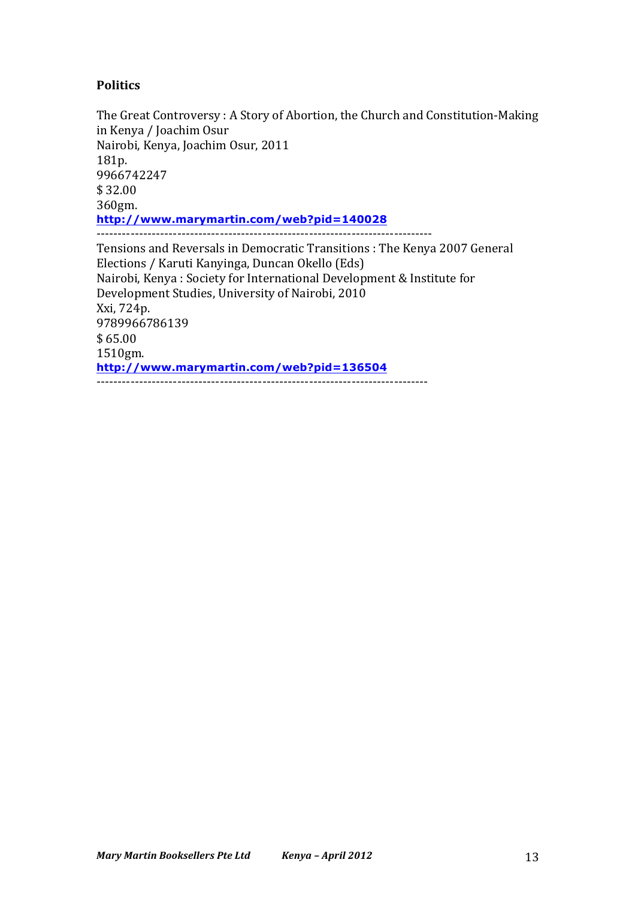**Politics**

The Great Controversy : A Story of Abortion, the Church and Constitution-Making in Kenya / Joachim Osur
Nairobi, Kenya, Joachim Osur, 2011
181p.
9966742247
$ 32.00
360gm.
[http://www.marymartin.com/web?pid=140028](http://www.marymartin.com/web?pid=140028)

-------------------------------------------------------------------------------

Tensions and Reversals in Democratic Transitions : The Kenya 2007 General Elections / Karuti Kanyinga, Duncan Okello (Eds)
Nairobi, Kenya : Society for International Development & Institute for Development Studies, University of Nairobi, 2010
Xxi, 724p.
9789966786139
$ 65.00
1510gm.
[http://www.marymartin.com/web?pid=136504](http://www.marymartin.com/web?pid=136504)

-------------------------------------------------------------------------------